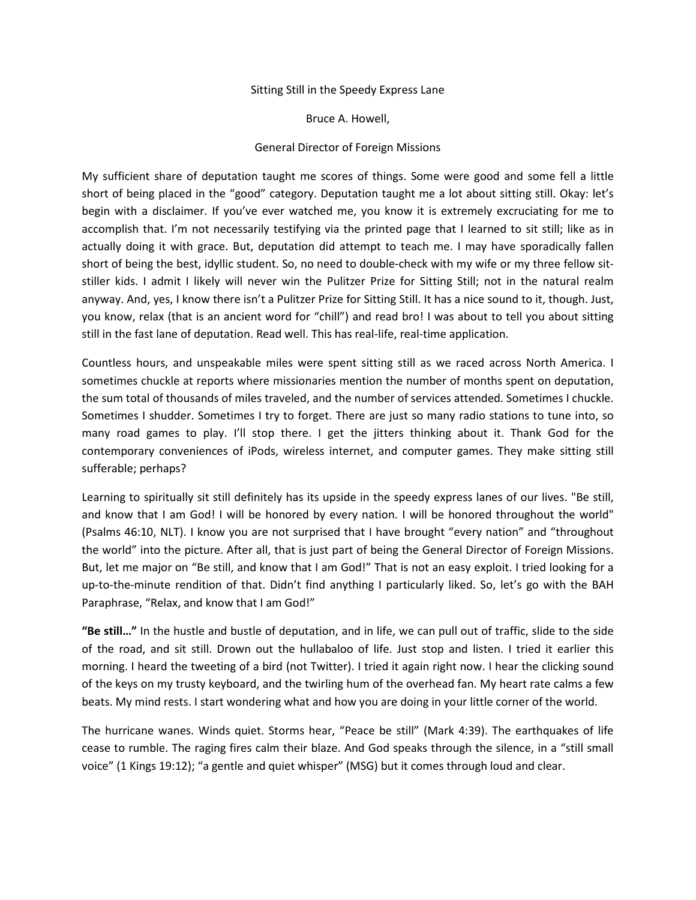Sitting Still in the Speedy Express Lane

Bruce A. Howell,

General Director of Foreign Missions

My sufficient share of deputation taught me scores of things. Some were good and some fell a little short of being placed in the "good" category. Deputation taught me a lot about sitting still. Okay: let's begin with a disclaimer. If you've ever watched me, you know it is extremely excruciating for me to accomplish that. I'm not necessarily testifying via the printed page that I learned to sit still; like as in actually doing it with grace. But, deputation did attempt to teach me. I may have sporadically fallen short of being the best, idyllic student. So, no need to double-check with my wife or my three fellow sit-stiller kids. I admit I likely will never win the Pulitzer Prize for Sitting Still; not in the natural realm anyway. And, yes, I know there isn't a Pulitzer Prize for Sitting Still. It has a nice sound to it, though. Just, you know, relax (that is an ancient word for "chill") and read bro! I was about to tell you about sitting still in the fast lane of deputation. Read well. This has real-life, real-time application.

Countless hours, and unspeakable miles were spent sitting still as we raced across North America. I sometimes chuckle at reports where missionaries mention the number of months spent on deputation, the sum total of thousands of miles traveled, and the number of services attended. Sometimes I chuckle. Sometimes I shudder. Sometimes I try to forget. There are just so many radio stations to tune into, so many road games to play. I'll stop there. I get the jitters thinking about it. Thank God for the contemporary conveniences of iPods, wireless internet, and computer games. They make sitting still sufferable; perhaps?

Learning to spiritually sit still definitely has its upside in the speedy express lanes of our lives. "Be still, and know that I am God! I will be honored by every nation. I will be honored throughout the world" (Psalms 46:10, NLT). I know you are not surprised that I have brought "every nation" and "throughout the world" into the picture. After all, that is just part of being the General Director of Foreign Missions. But, let me major on "Be still, and know that I am God!" That is not an easy exploit. I tried looking for a up-to-the-minute rendition of that. Didn't find anything I particularly liked. So, let's go with the BAH Paraphrase, "Relax, and know that I am God!"

**"Be still…"** In the hustle and bustle of deputation, and in life, we can pull out of traffic, slide to the side of the road, and sit still. Drown out the hullabaloo of life. Just stop and listen. I tried it earlier this morning. I heard the tweeting of a bird (not Twitter). I tried it again right now. I hear the clicking sound of the keys on my trusty keyboard, and the twirling hum of the overhead fan. My heart rate calms a few beats. My mind rests. I start wondering what and how you are doing in your little corner of the world.

The hurricane wanes. Winds quiet. Storms hear, "Peace be still" (Mark 4:39). The earthquakes of life cease to rumble. The raging fires calm their blaze. And God speaks through the silence, in a "still small voice" (1 Kings 19:12); "a gentle and quiet whisper" (MSG) but it comes through loud and clear.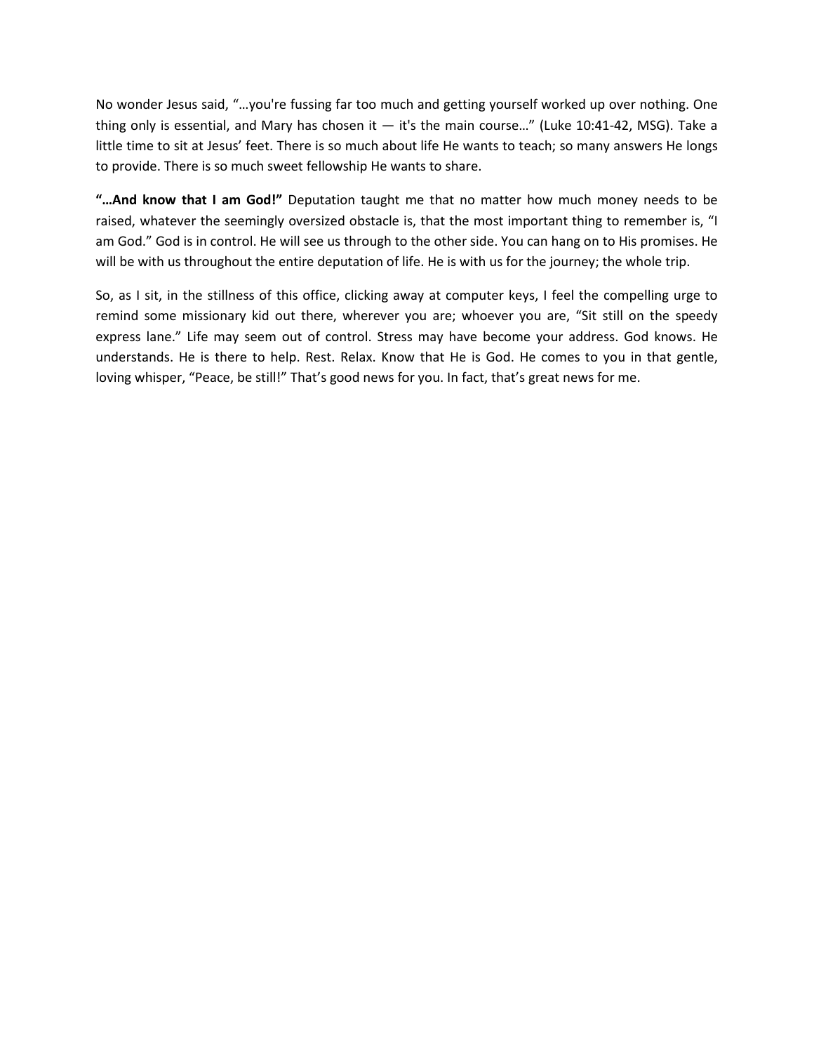No wonder Jesus said, "…you're fussing far too much and getting yourself worked up over nothing. One thing only is essential, and Mary has chosen it — it's the main course…" (Luke 10:41-42, MSG). Take a little time to sit at Jesus' feet. There is so much about life He wants to teach; so many answers He longs to provide. There is so much sweet fellowship He wants to share.

**"…And know that I am God!"** Deputation taught me that no matter how much money needs to be raised, whatever the seemingly oversized obstacle is, that the most important thing to remember is, "I am God." God is in control. He will see us through to the other side. You can hang on to His promises. He will be with us throughout the entire deputation of life. He is with us for the journey; the whole trip.

So, as I sit, in the stillness of this office, clicking away at computer keys, I feel the compelling urge to remind some missionary kid out there, wherever you are; whoever you are, "Sit still on the speedy express lane." Life may seem out of control. Stress may have become your address. God knows. He understands. He is there to help. Rest. Relax. Know that He is God. He comes to you in that gentle, loving whisper, "Peace, be still!" That's good news for you. In fact, that's great news for me.